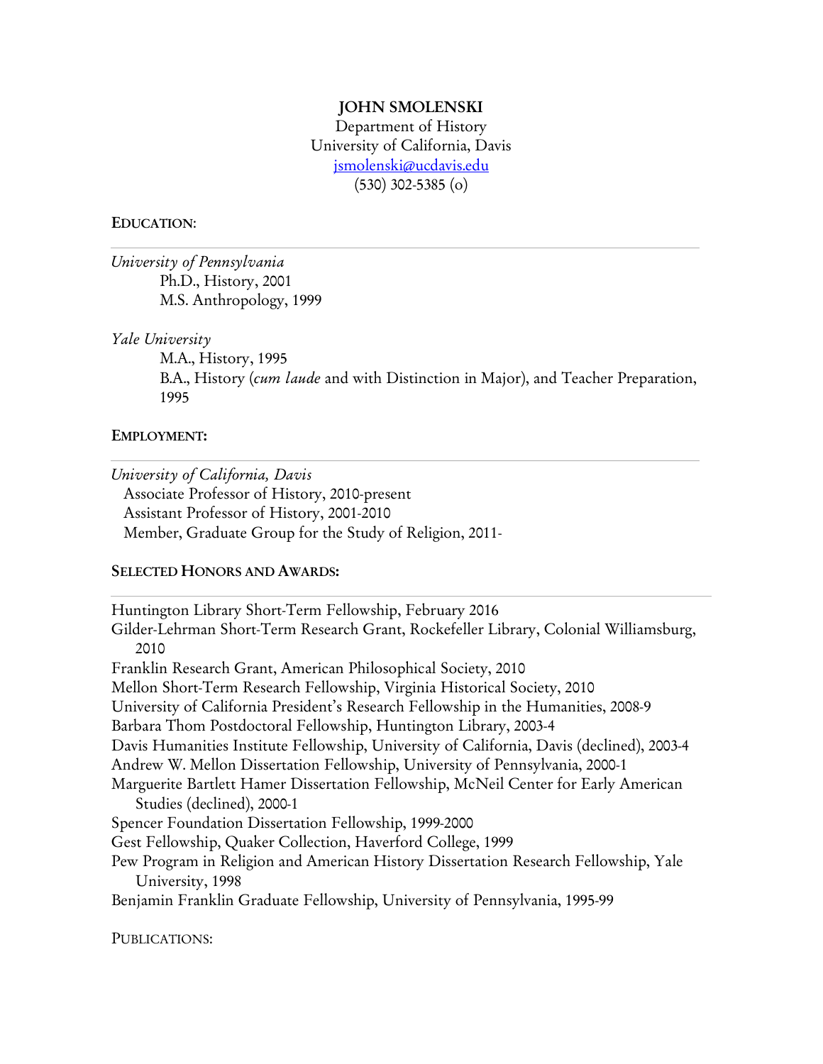# JOHN SMOLENSKI

Department of History
University of California, Davis
jsmolenski@ucdavis.edu
(530) 302-5385 (o)

## EDUCATION:

*University of Pennsylvania*
- Ph.D., History, 2001
- M.S. Anthropology, 1999

*Yale University*
- M.A., History, 1995
- B.A., History (*cum laude* and with Distinction in Major), and Teacher Preparation, 1995

## EMPLOYMENT:

*University of California, Davis*
- Associate Professor of History, 2010-present
- Assistant Professor of History, 2001-2010
- Member, Graduate Group for the Study of Religion, 2011-

## SELECTED HONORS AND AWARDS:

Huntington Library Short-Term Fellowship, February 2016
Gilder-Lehrman Short-Term Research Grant, Rockefeller Library, Colonial Williamsburg, 2010
Franklin Research Grant, American Philosophical Society, 2010
Mellon Short-Term Research Fellowship, Virginia Historical Society, 2010
University of California President's Research Fellowship in the Humanities, 2008-9
Barbara Thom Postdoctoral Fellowship, Huntington Library, 2003-4
Davis Humanities Institute Fellowship, University of California, Davis (declined), 2003-4
Andrew W. Mellon Dissertation Fellowship, University of Pennsylvania, 2000-1
Marguerite Bartlett Hamer Dissertation Fellowship, McNeil Center for Early American Studies (declined), 2000-1
Spencer Foundation Dissertation Fellowship, 1999-2000
Gest Fellowship, Quaker Collection, Haverford College, 1999
Pew Program in Religion and American History Dissertation Research Fellowship, Yale University, 1998
Benjamin Franklin Graduate Fellowship, University of Pennsylvania, 1995-99

## PUBLICATIONS: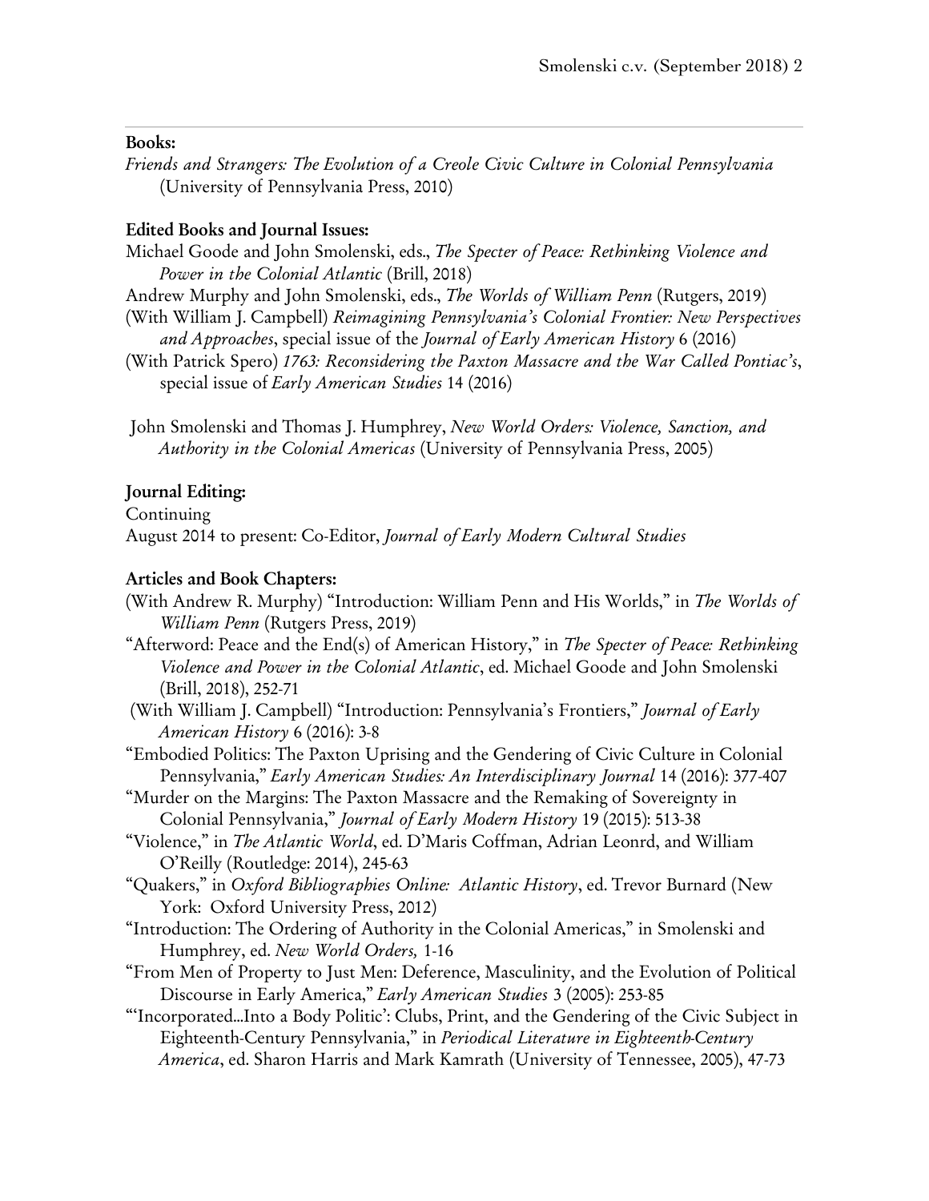**Books:**

*Friends and Strangers: The Evolution of a Creole Civic Culture in Colonial Pennsylvania* (University of Pennsylvania Press, 2010)

**Edited Books and Journal Issues:**

Michael Goode and John Smolenski, eds., *The Specter of Peace: Rethinking Violence and Power in the Colonial Atlantic* (Brill, 2018)

Andrew Murphy and John Smolenski, eds., *The Worlds of William Penn* (Rutgers, 2019)

(With William J. Campbell) *Reimagining Pennsylvania's Colonial Frontier: New Perspectives and Approaches*, special issue of the *Journal of Early American History* 6 (2016)

(With Patrick Spero) *1763: Reconsidering the Paxton Massacre and the War Called Pontiac's*, special issue of *Early American Studies* 14 (2016)

John Smolenski and Thomas J. Humphrey, *New World Orders: Violence, Sanction, and Authority in the Colonial Americas* (University of Pennsylvania Press, 2005)

**Journal Editing:**

Continuing

August 2014 to present: Co-Editor, *Journal of Early Modern Cultural Studies*

**Articles and Book Chapters:**

(With Andrew R. Murphy) "Introduction: William Penn and His Worlds," in *The Worlds of William Penn* (Rutgers Press, 2019)

"Afterword: Peace and the End(s) of American History," in *The Specter of Peace: Rethinking Violence and Power in the Colonial Atlantic*, ed. Michael Goode and John Smolenski (Brill, 2018), 252-71

(With William J. Campbell) "Introduction: Pennsylvania's Frontiers," *Journal of Early American History* 6 (2016): 3-8

"Embodied Politics: The Paxton Uprising and the Gendering of Civic Culture in Colonial Pennsylvania," *Early American Studies: An Interdisciplinary Journal* 14 (2016): 377-407

"Murder on the Margins: The Paxton Massacre and the Remaking of Sovereignty in Colonial Pennsylvania," *Journal of Early Modern History* 19 (2015): 513-38

"Violence," in *The Atlantic World*, ed. D'Maris Coffman, Adrian Leonrd, and William O'Reilly (Routledge: 2014), 245-63

"Quakers," in *Oxford Bibliographies Online: Atlantic History*, ed. Trevor Burnard (New York: Oxford University Press, 2012)

"Introduction: The Ordering of Authority in the Colonial Americas," in Smolenski and Humphrey, ed. *New World Orders,* 1-16

"From Men of Property to Just Men: Deference, Masculinity, and the Evolution of Political Discourse in Early America," *Early American Studies* 3 (2005): 253-85

"'Incorporated…Into a Body Politic': Clubs, Print, and the Gendering of the Civic Subject in Eighteenth-Century Pennsylvania," in *Periodical Literature in Eighteenth-Century America*, ed. Sharon Harris and Mark Kamrath (University of Tennessee, 2005), 47-73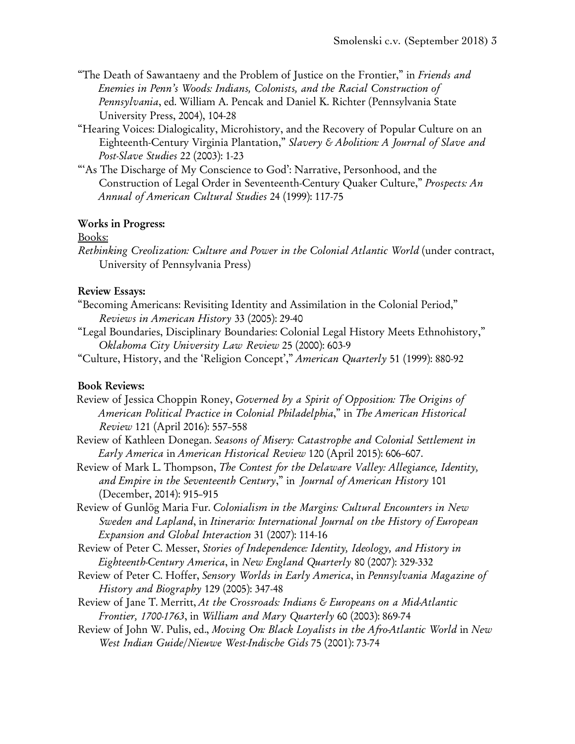"The Death of Sawantaeny and the Problem of Justice on the Frontier," in *Friends and Enemies in Penn's Woods: Indians, Colonists, and the Racial Construction of Pennsylvania*, ed. William A. Pencak and Daniel K. Richter (Pennsylvania State University Press, 2004), 104-28

"Hearing Voices: Dialogicality, Microhistory, and the Recovery of Popular Culture on an Eighteenth-Century Virginia Plantation," *Slavery & Abolition: A Journal of Slave and Post-Slave Studies* 22 (2003): 1-23

"'As The Discharge of My Conscience to God': Narrative, Personhood, and the Construction of Legal Order in Seventeenth-Century Quaker Culture," *Prospects: An Annual of American Cultural Studies* 24 (1999): 117-75

**Works in Progress:**

Books:

*Rethinking Creolization: Culture and Power in the Colonial Atlantic World* (under contract, University of Pennsylvania Press)

**Review Essays:**

"Becoming Americans: Revisiting Identity and Assimilation in the Colonial Period," *Reviews in American History* 33 (2005): 29-40

"Legal Boundaries, Disciplinary Boundaries: Colonial Legal History Meets Ethnohistory," *Oklahoma City University Law Review* 25 (2000): 603-9

"Culture, History, and the 'Religion Concept'," *American Quarterly* 51 (1999): 880-92

**Book Reviews:**

Review of Jessica Choppin Roney, *Governed by a Spirit of Opposition: The Origins of American Political Practice in Colonial Philadelphia*," in *The American Historical Review* 121 (April 2016): 557–558

Review of Kathleen Donegan. *Seasons of Misery: Catastrophe and Colonial Settlement in Early America* in *American Historical Review* 120 (April 2015): 606–607.

Review of Mark L. Thompson, *The Contest for the Delaware Valley: Allegiance, Identity, and Empire in the Seventeenth Century*," in *Journal of American History* 101 (December, 2014): 915–915

Review of Gunlög Maria Fur. *Colonialism in the Margins: Cultural Encounters in New Sweden and Lapland*, in *Itinerario: International Journal on the History of European Expansion and Global Interaction* 31 (2007): 114-16

Review of Peter C. Messer, *Stories of Independence: Identity, Ideology, and History in Eighteenth-Century America*, in *New England Quarterly* 80 (2007): 329-332

Review of Peter C. Hoffer, *Sensory Worlds in Early America*, in *Pennsylvania Magazine of History and Biography* 129 (2005): 347-48

Review of Jane T. Merritt, *At the Crossroads: Indians & Europeans on a Mid-Atlantic Frontier, 1700-1763*, in *William and Mary Quarterly* 60 (2003): 869-74

Review of John W. Pulis, ed., *Moving On: Black Loyalists in the Afro-Atlantic World* in *New West Indian Guide/Nieuwe West-Indische Gids* 75 (2001): 73-74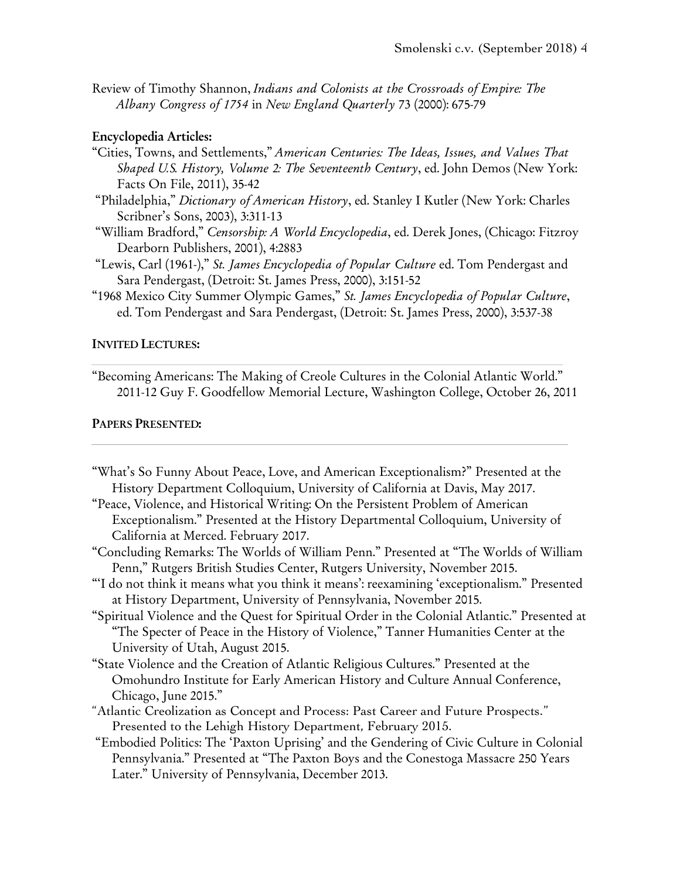Review of Timothy Shannon, *Indians and Colonists at the Crossroads of Empire: The Albany Congress of 1754* in *New England Quarterly* 73 (2000): 675-79

**Encyclopedia Articles:**

"Cities, Towns, and Settlements," *American Centuries: The Ideas, Issues, and Values That Shaped U.S. History, Volume 2: The Seventeenth Century*, ed. John Demos (New York: Facts On File, 2011), 35-42

"Philadelphia," *Dictionary of American History*, ed. Stanley I Kutler (New York: Charles Scribner's Sons, 2003), 3:311-13

"William Bradford," *Censorship: A World Encyclopedia*, ed. Derek Jones, (Chicago: Fitzroy Dearborn Publishers, 2001), 4:2883

"Lewis, Carl (1961-)," *St. James Encyclopedia of Popular Culture* ed. Tom Pendergast and Sara Pendergast, (Detroit: St. James Press, 2000), 3:151-52

"1968 Mexico City Summer Olympic Games," *St. James Encyclopedia of Popular Culture*, ed. Tom Pendergast and Sara Pendergast, (Detroit: St. James Press, 2000), 3:537-38

## INVITED LECTURES:

"Becoming Americans: The Making of Creole Cultures in the Colonial Atlantic World." 2011-12 Guy F. Goodfellow Memorial Lecture, Washington College, October 26, 2011

## PAPERS PRESENTED:

"What's So Funny About Peace, Love, and American Exceptionalism?" Presented at the History Department Colloquium, University of California at Davis, May 2017.

"Peace, Violence, and Historical Writing: On the Persistent Problem of American Exceptionalism." Presented at the History Departmental Colloquium, University of California at Merced. February 2017.

"Concluding Remarks: The Worlds of William Penn." Presented at "The Worlds of William Penn," Rutgers British Studies Center, Rutgers University, November 2015.

"'I do not think it means what you think it means': reexamining 'exceptionalism." Presented at History Department, University of Pennsylvania, November 2015.

"Spiritual Violence and the Quest for Spiritual Order in the Colonial Atlantic." Presented at "The Specter of Peace in the History of Violence," Tanner Humanities Center at the University of Utah, August 2015.

"State Violence and the Creation of Atlantic Religious Cultures." Presented at the Omohundro Institute for Early American History and Culture Annual Conference, Chicago, June 2015."

"Atlantic Creolization as Concept and Process: Past Career and Future Prospects." Presented to the Lehigh History Department, February 2015.

"Embodied Politics: The 'Paxton Uprising' and the Gendering of Civic Culture in Colonial Pennsylvania." Presented at "The Paxton Boys and the Conestoga Massacre 250 Years Later." University of Pennsylvania, December 2013.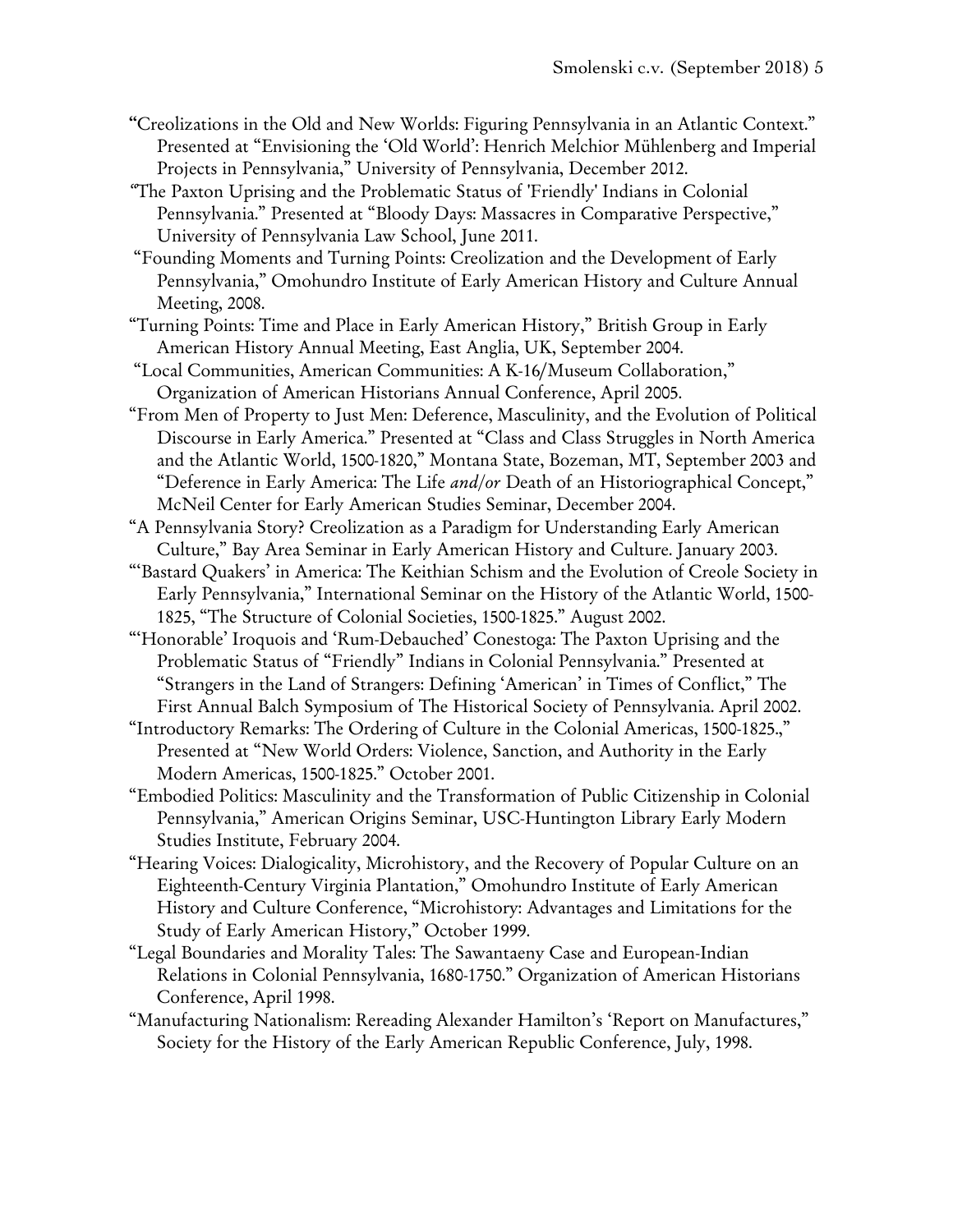"Creolizations in the Old and New Worlds: Figuring Pennsylvania in an Atlantic Context." Presented at "Envisioning the 'Old World': Henrich Melchior Mühlenberg and Imperial Projects in Pennsylvania," University of Pennsylvania, December 2012.

"The Paxton Uprising and the Problematic Status of 'Friendly' Indians in Colonial Pennsylvania." Presented at "Bloody Days: Massacres in Comparative Perspective," University of Pennsylvania Law School, June 2011.

"Founding Moments and Turning Points: Creolization and the Development of Early Pennsylvania," Omohundro Institute of Early American History and Culture Annual Meeting, 2008.

"Turning Points: Time and Place in Early American History," British Group in Early American History Annual Meeting, East Anglia, UK, September 2004.

"Local Communities, American Communities: A K-16/Museum Collaboration," Organization of American Historians Annual Conference, April 2005.

"From Men of Property to Just Men: Deference, Masculinity, and the Evolution of Political Discourse in Early America." Presented at "Class and Class Struggles in North America and the Atlantic World, 1500-1820," Montana State, Bozeman, MT, September 2003 and "Deference in Early America: The Life *and/or* Death of an Historiographical Concept," McNeil Center for Early American Studies Seminar, December 2004.

"A Pennsylvania Story? Creolization as a Paradigm for Understanding Early American Culture," Bay Area Seminar in Early American History and Culture. January 2003.

"'Bastard Quakers' in America: The Keithian Schism and the Evolution of Creole Society in Early Pennsylvania," International Seminar on the History of the Atlantic World, 1500-1825, "The Structure of Colonial Societies, 1500-1825." August 2002.

"'Honorable' Iroquois and 'Rum-Debauched' Conestoga: The Paxton Uprising and the Problematic Status of "Friendly" Indians in Colonial Pennsylvania." Presented at "Strangers in the Land of Strangers: Defining 'American' in Times of Conflict," The First Annual Balch Symposium of The Historical Society of Pennsylvania. April 2002.

"Introductory Remarks: The Ordering of Culture in the Colonial Americas, 1500-1825.," Presented at "New World Orders: Violence, Sanction, and Authority in the Early Modern Americas, 1500-1825." October 2001.

"Embodied Politics: Masculinity and the Transformation of Public Citizenship in Colonial Pennsylvania," American Origins Seminar, USC-Huntington Library Early Modern Studies Institute, February 2004.

"Hearing Voices: Dialogicality, Microhistory, and the Recovery of Popular Culture on an Eighteenth-Century Virginia Plantation," Omohundro Institute of Early American History and Culture Conference, "Microhistory: Advantages and Limitations for the Study of Early American History," October 1999.

"Legal Boundaries and Morality Tales: The Sawantaeny Case and European-Indian Relations in Colonial Pennsylvania, 1680-1750." Organization of American Historians Conference, April 1998.

"Manufacturing Nationalism: Rereading Alexander Hamilton's 'Report on Manufactures," Society for the History of the Early American Republic Conference, July, 1998.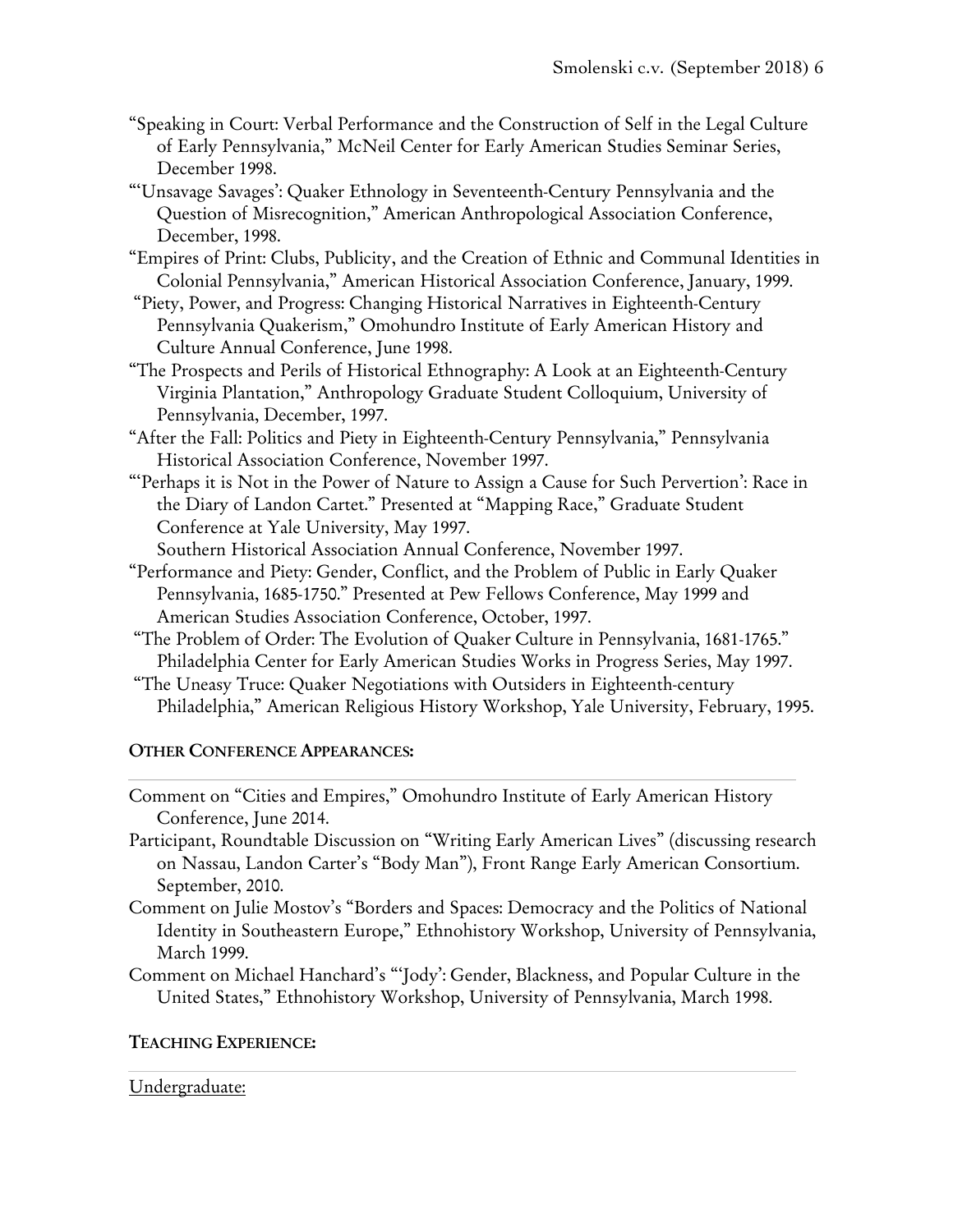"Speaking in Court: Verbal Performance and the Construction of Self in the Legal Culture of Early Pennsylvania," McNeil Center for Early American Studies Seminar Series, December 1998.

"'Unsavage Savages': Quaker Ethnology in Seventeenth-Century Pennsylvania and the Question of Misrecognition," American Anthropological Association Conference, December, 1998.

"Empires of Print: Clubs, Publicity, and the Creation of Ethnic and Communal Identities in Colonial Pennsylvania," American Historical Association Conference, January, 1999.

"Piety, Power, and Progress: Changing Historical Narratives in Eighteenth-Century Pennsylvania Quakerism," Omohundro Institute of Early American History and Culture Annual Conference, June 1998.

"The Prospects and Perils of Historical Ethnography: A Look at an Eighteenth-Century Virginia Plantation," Anthropology Graduate Student Colloquium, University of Pennsylvania, December, 1997.

"After the Fall: Politics and Piety in Eighteenth-Century Pennsylvania," Pennsylvania Historical Association Conference, November 1997.

"'Perhaps it is Not in the Power of Nature to Assign a Cause for Such Pervertion': Race in the Diary of Landon Cartet." Presented at "Mapping Race," Graduate Student Conference at Yale University, May 1997.
Southern Historical Association Annual Conference, November 1997.

"Performance and Piety: Gender, Conflict, and the Problem of Public in Early Quaker Pennsylvania, 1685-1750." Presented at Pew Fellows Conference, May 1999 and American Studies Association Conference, October, 1997.

"The Problem of Order: The Evolution of Quaker Culture in Pennsylvania, 1681-1765." Philadelphia Center for Early American Studies Works in Progress Series, May 1997.

"The Uneasy Truce: Quaker Negotiations with Outsiders in Eighteenth-century Philadelphia," American Religious History Workshop, Yale University, February, 1995.

**OTHER CONFERENCE APPEARANCES:**

Comment on "Cities and Empires," Omohundro Institute of Early American History Conference, June 2014.

Participant, Roundtable Discussion on "Writing Early American Lives" (discussing research on Nassau, Landon Carter's "Body Man"), Front Range Early American Consortium. September, 2010.

Comment on Julie Mostov's "Borders and Spaces: Democracy and the Politics of National Identity in Southeastern Europe," Ethnohistory Workshop, University of Pennsylvania, March 1999.

Comment on Michael Hanchard's "'Jody': Gender, Blackness, and Popular Culture in the United States," Ethnohistory Workshop, University of Pennsylvania, March 1998.

**TEACHING EXPERIENCE:**

Undergraduate: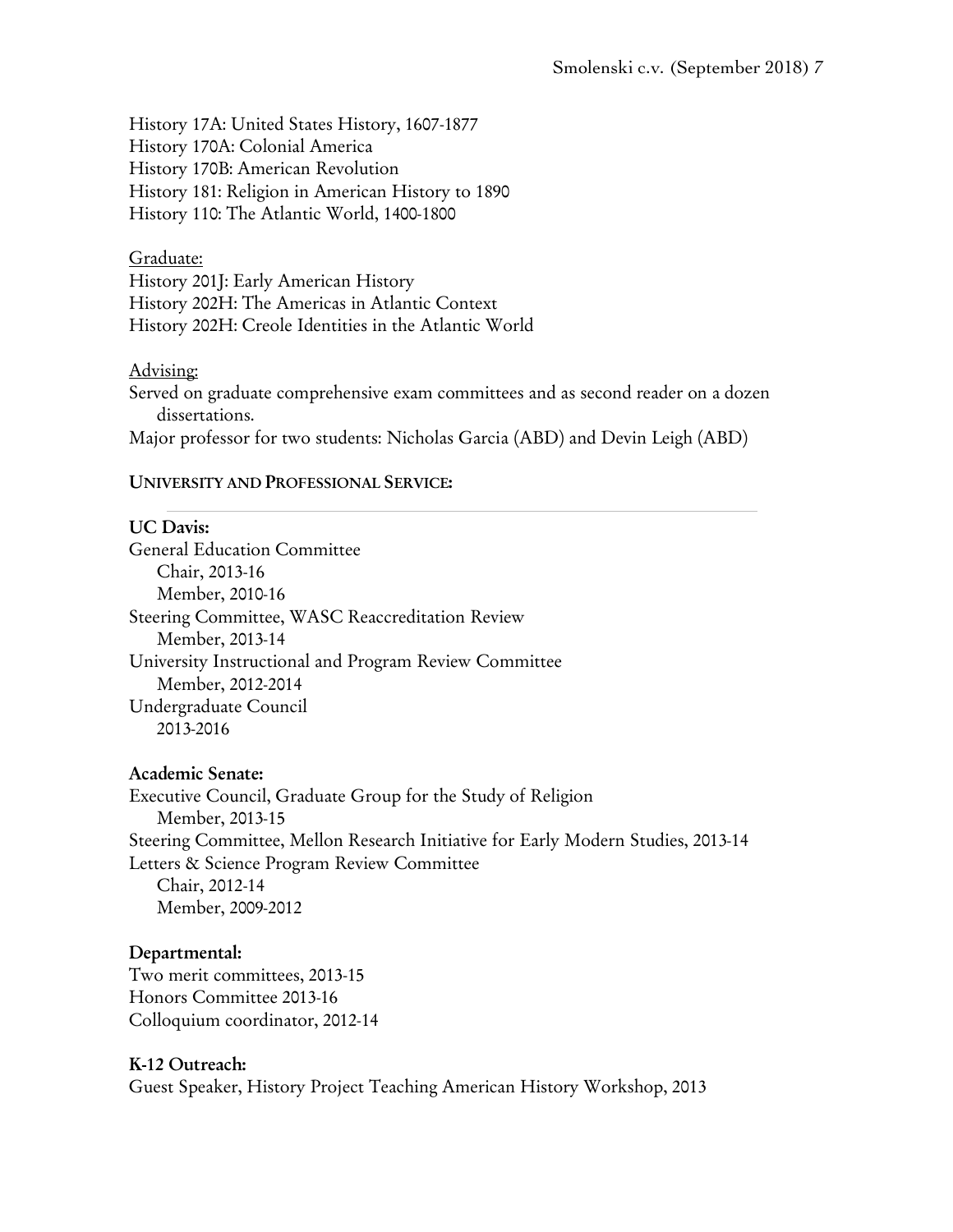History 17A: United States History, 1607-1877
History 170A: Colonial America
History 170B: American Revolution
History 181: Religion in American History to 1890
History 110: The Atlantic World, 1400-1800

Graduate:
History 201J: Early American History
History 202H: The Americas in Atlantic Context
History 202H: Creole Identities in the Atlantic World

Advising:
Served on graduate comprehensive exam committees and as second reader on a dozen dissertations.
Major professor for two students: Nicholas Garcia (ABD) and Devin Leigh (ABD)

**UNIVERSITY AND PROFESSIONAL SERVICE:**

**UC Davis:**
General Education Committee
  Chair, 2013-16
  Member, 2010-16
Steering Committee, WASC Reaccreditation Review
  Member, 2013-14
University Instructional and Program Review Committee
  Member, 2012-2014
Undergraduate Council
  2013-2016

**Academic Senate:**
Executive Council, Graduate Group for the Study of Religion
  Member, 2013-15
Steering Committee, Mellon Research Initiative for Early Modern Studies, 2013-14
Letters & Science Program Review Committee
  Chair, 2012-14
  Member, 2009-2012

**Departmental:**
Two merit committees, 2013-15
Honors Committee 2013-16
Colloquium coordinator, 2012-14

**K-12 Outreach:**
Guest Speaker, History Project Teaching American History Workshop, 2013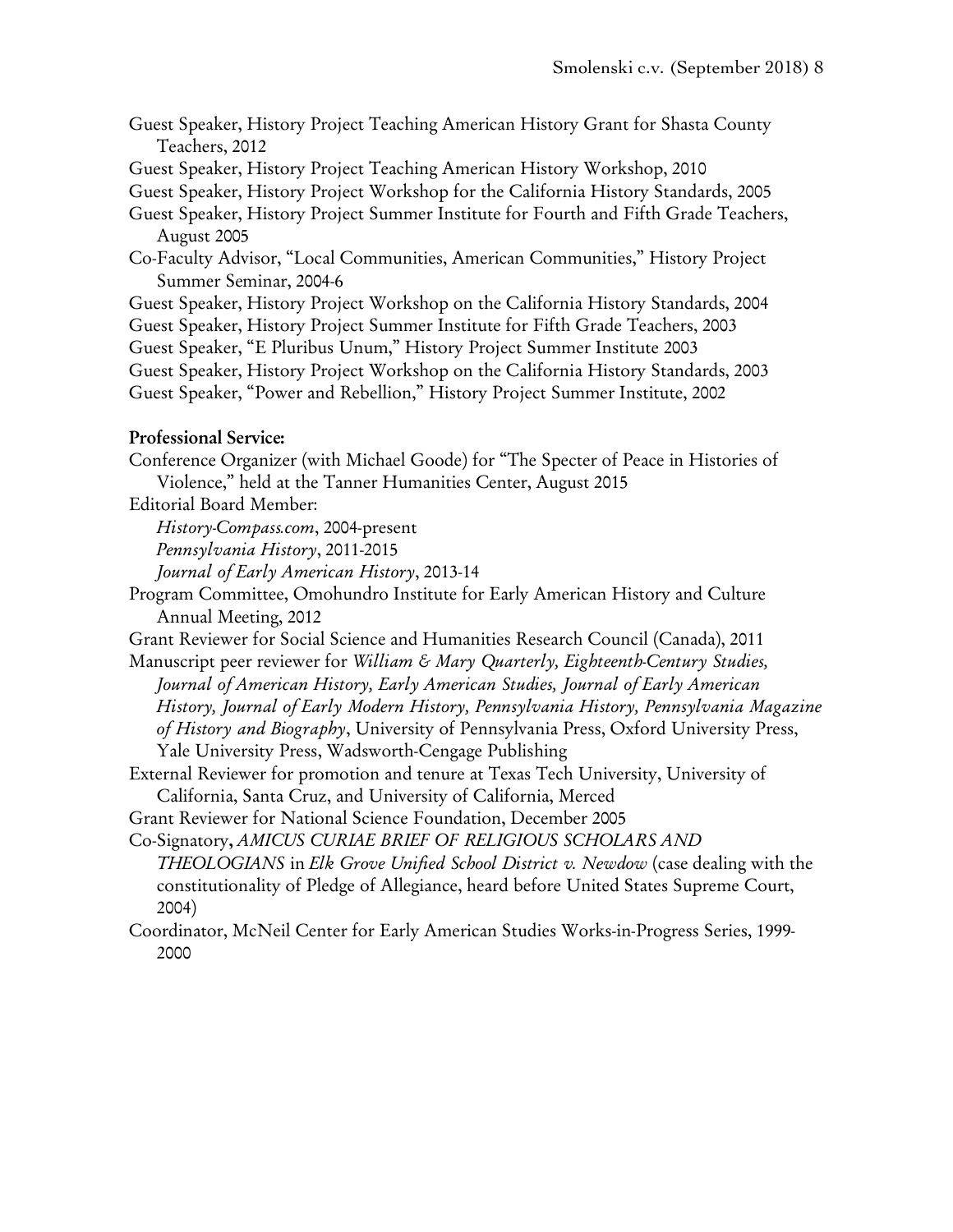Guest Speaker, History Project Teaching American History Grant for Shasta County Teachers, 2012

Guest Speaker, History Project Teaching American History Workshop, 2010

Guest Speaker, History Project Workshop for the California History Standards, 2005

Guest Speaker, History Project Summer Institute for Fourth and Fifth Grade Teachers, August 2005

Co-Faculty Advisor, "Local Communities, American Communities," History Project Summer Seminar, 2004-6

Guest Speaker, History Project Workshop on the California History Standards, 2004

Guest Speaker, History Project Summer Institute for Fifth Grade Teachers, 2003

Guest Speaker, "E Pluribus Unum," History Project Summer Institute 2003

Guest Speaker, History Project Workshop on the California History Standards, 2003

Guest Speaker, "Power and Rebellion," History Project Summer Institute, 2002

**Professional Service:**

Conference Organizer (with Michael Goode) for "The Specter of Peace in Histories of Violence," held at the Tanner Humanities Center, August 2015

Editorial Board Member:
- *History-Compass.com*, 2004-present
- *Pennsylvania History*, 2011-2015
- *Journal of Early American History*, 2013-14

Program Committee, Omohundro Institute for Early American History and Culture Annual Meeting, 2012

Grant Reviewer for Social Science and Humanities Research Council (Canada), 2011

Manuscript peer reviewer for *William & Mary Quarterly, Eighteenth-Century Studies, Journal of American History, Early American Studies, Journal of Early American History, Journal of Early Modern History, Pennsylvania History, Pennsylvania Magazine of History and Biography*, University of Pennsylvania Press, Oxford University Press, Yale University Press, Wadsworth-Cengage Publishing

External Reviewer for promotion and tenure at Texas Tech University, University of California, Santa Cruz, and University of California, Merced

Grant Reviewer for National Science Foundation, December 2005

Co-Signatory, *AMICUS CURIAE BRIEF OF RELIGIOUS SCHOLARS AND THEOLOGIANS* in *Elk Grove Unified School District v. Newdow* (case dealing with the constitutionality of Pledge of Allegiance, heard before United States Supreme Court, 2004)

Coordinator, McNeil Center for Early American Studies Works-in-Progress Series, 1999-2000